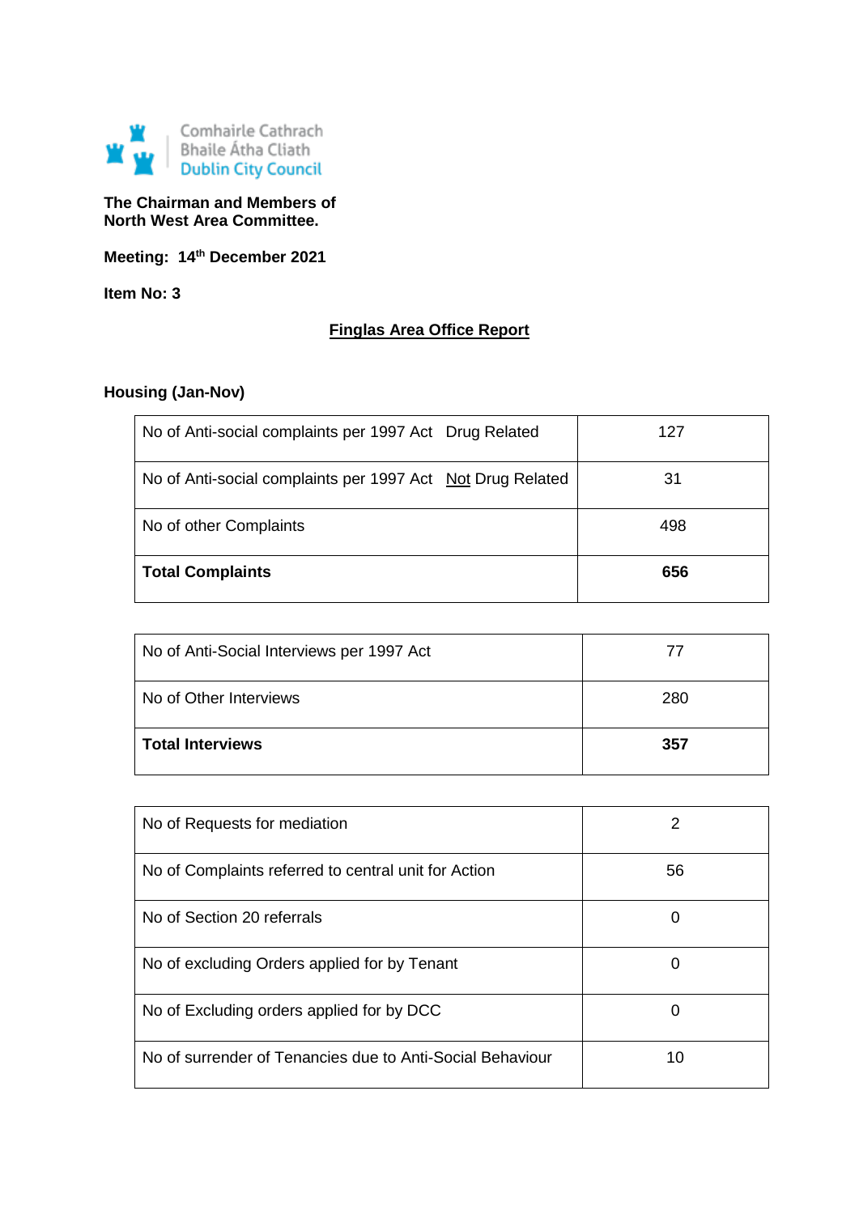Comhairle Cathrach Bhaile Átha Cliath
Dublin City Council

**The Chairman and Members of North West Area Committee.**

**Meeting: 14th December 2021**

**Item No: 3**

# Finglas Area Office Report

## Housing (Jan-Nov)

| | |
|---|---|
| No of Anti-social complaints per 1997 Act Drug Related | 127 |
| No of Anti-social complaints per 1997 Act Not Drug Related | 31 |
| No of other Complaints | 498 |
| **Total Complaints** | **656** |

| | |
|---|---|
| No of Anti-Social Interviews per 1997 Act | 77 |
| No of Other Interviews | 280 |
| **Total Interviews** | **357** |

| | |
|---|---|
| No of Requests for mediation | 2 |
| No of Complaints referred to central unit for Action | 56 |
| No of Section 20 referrals | 0 |
| No of excluding Orders applied for by Tenant | 0 |
| No of Excluding orders applied for by DCC | 0 |
| No of surrender of Tenancies due to Anti-Social Behaviour | 10 |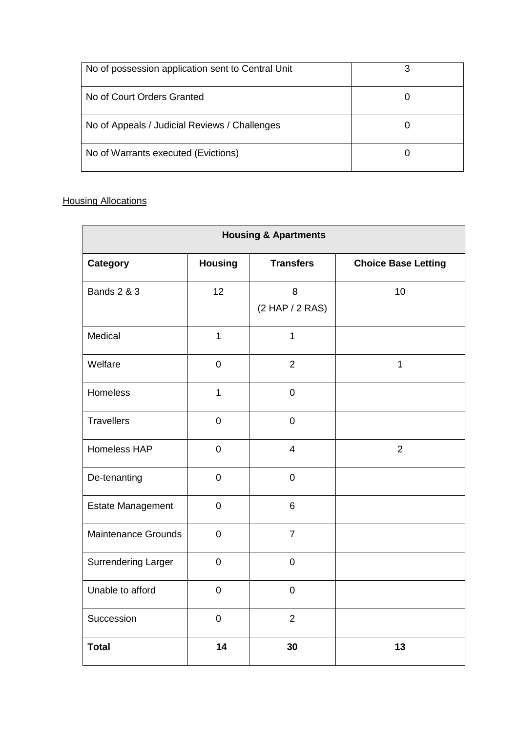| No of possession application sent to Central Unit | 3 |
|---|---|
| No of Court Orders Granted | 0 |
| No of Appeals / Judicial Reviews / Challenges | 0 |
| No of Warrants executed (Evictions) | 0 |

Housing Allocations

| Housing & Apartments | | | |
|---|---|---|---|
| **Category** | **Housing** | **Transfers** | **Choice Base Letting** |
| Bands 2 & 3 | 12 | 8 (2 HAP / 2 RAS) | 10 |
| Medical | 1 | 1 | |
| Welfare | 0 | 2 | 1 |
| Homeless | 1 | 0 | |
| Travellers | 0 | 0 | |
| Homeless HAP | 0 | 4 | 2 |
| De-tenanting | 0 | 0 | |
| Estate Management | 0 | 6 | |
| Maintenance Grounds | 0 | 7 | |
| Surrendering Larger | 0 | 0 | |
| Unable to afford | 0 | 0 | |
| Succession | 0 | 2 | |
| **Total** | **14** | **30** | **13** |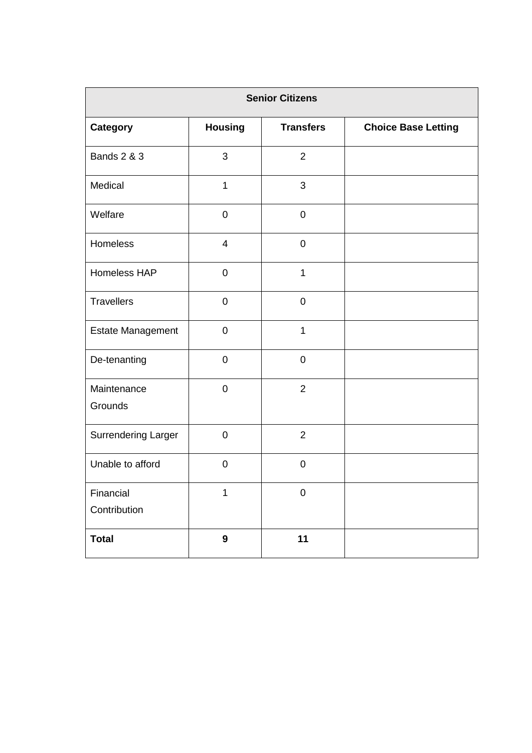| Senior Citizens | | | |
|---|---|---|---|
| **Category** | **Housing** | **Transfers** | **Choice Base Letting** |
| Bands 2 & 3 | 3 | 2 | |
| Medical | 1 | 3 | |
| Welfare | 0 | 0 | |
| Homeless | 4 | 0 | |
| Homeless HAP | 0 | 1 | |
| Travellers | 0 | 0 | |
| Estate Management | 0 | 1 | |
| De-tenanting | 0 | 0 | |
| Maintenance Grounds | 0 | 2 | |
| Surrendering Larger | 0 | 2 | |
| Unable to afford | 0 | 0 | |
| Financial Contribution | 1 | 0 | |
| **Total** | **9** | **11** | |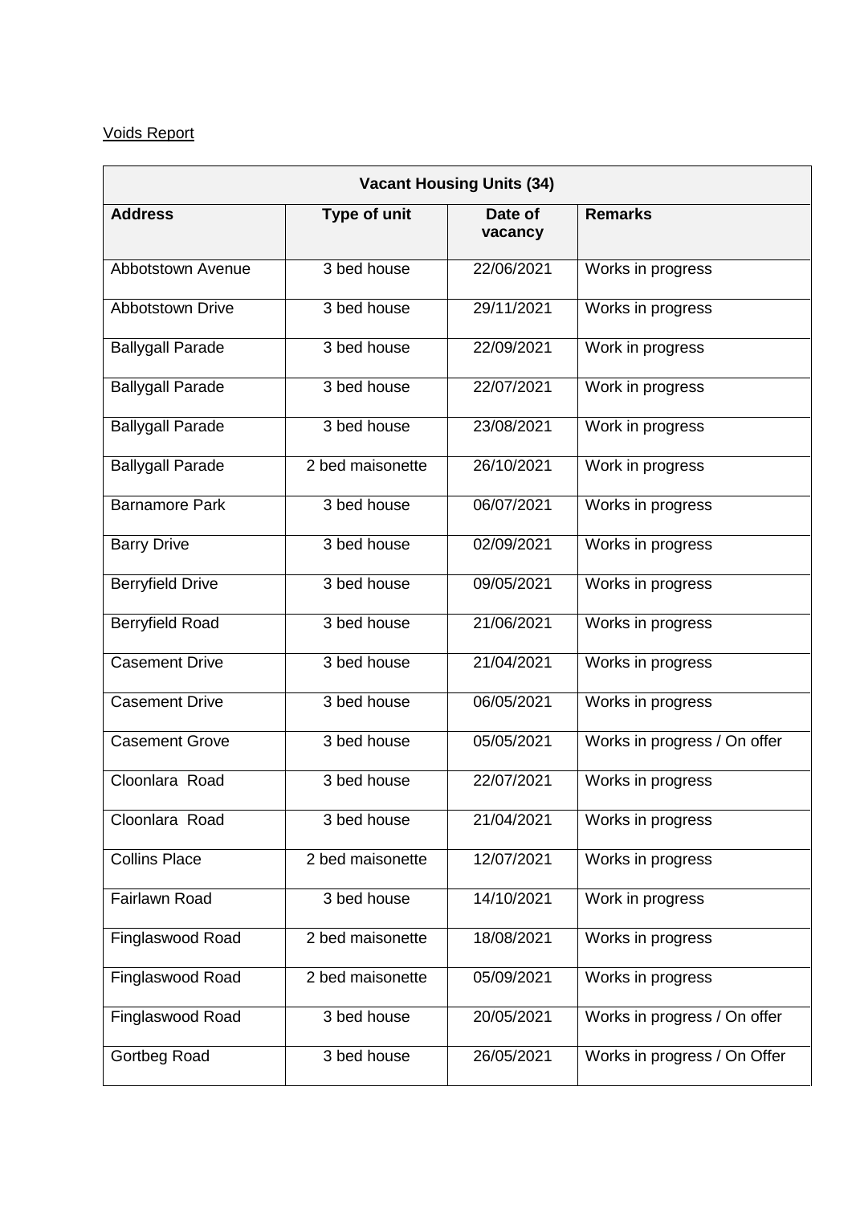Voids Report

| Vacant Housing Units (34) | | | |
|---|---|---|---|
| **Address** | **Type of unit** | **Date of vacancy** | **Remarks** |
| Abbotstown Avenue | 3 bed house | 22/06/2021 | Works in progress |
| Abbotstown Drive | 3 bed house | 29/11/2021 | Works in progress |
| Ballygall Parade | 3 bed house | 22/09/2021 | Work in progress |
| Ballygall Parade | 3 bed house | 22/07/2021 | Work in progress |
| Ballygall Parade | 3 bed house | 23/08/2021 | Work in progress |
| Ballygall Parade | 2 bed maisonette | 26/10/2021 | Work in progress |
| Barnamore Park | 3 bed house | 06/07/2021 | Works in progress |
| Barry Drive | 3 bed house | 02/09/2021 | Works in progress |
| Berryfield Drive | 3 bed house | 09/05/2021 | Works in progress |
| Berryfield Road | 3 bed house | 21/06/2021 | Works in progress |
| Casement Drive | 3 bed house | 21/04/2021 | Works in progress |
| Casement Drive | 3 bed house | 06/05/2021 | Works in progress |
| Casement Grove | 3 bed house | 05/05/2021 | Works in progress / On offer |
| Cloonlara Road | 3 bed house | 22/07/2021 | Works in progress |
| Cloonlara Road | 3 bed house | 21/04/2021 | Works in progress |
| Collins Place | 2 bed maisonette | 12/07/2021 | Works in progress |
| Fairlawn Road | 3 bed house | 14/10/2021 | Work in progress |
| Finglaswood Road | 2 bed maisonette | 18/08/2021 | Works in progress |
| Finglaswood Road | 2 bed maisonette | 05/09/2021 | Works in progress |
| Finglaswood Road | 3 bed house | 20/05/2021 | Works in progress / On offer |
| Gortbeg Road | 3 bed house | 26/05/2021 | Works in progress / On Offer |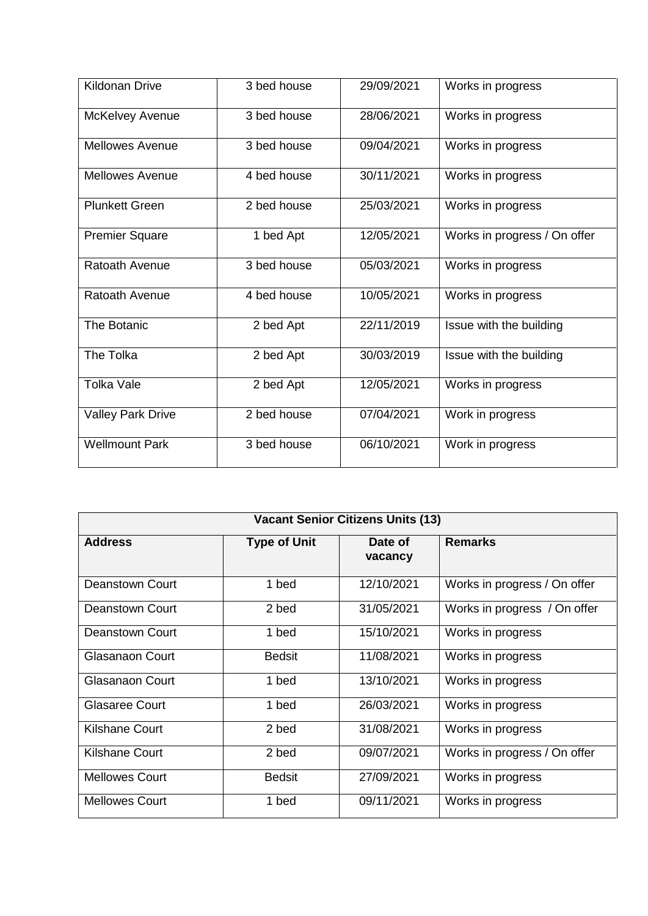| Kildonan Drive | 3 bed house | 29/09/2021 | Works in progress |
|---|---|---|---|
| McKelvey Avenue | 3 bed house | 28/06/2021 | Works in progress |
| Mellowes Avenue | 3 bed house | 09/04/2021 | Works in progress |
| Mellowes Avenue | 4 bed house | 30/11/2021 | Works in progress |
| Plunkett Green | 2 bed house | 25/03/2021 | Works in progress |
| Premier Square | 1 bed Apt | 12/05/2021 | Works in progress / On offer |
| Ratoath Avenue | 3 bed house | 05/03/2021 | Works in progress |
| Ratoath Avenue | 4 bed house | 10/05/2021 | Works in progress |
| The Botanic | 2 bed Apt | 22/11/2019 | Issue with the building |
| The Tolka | 2 bed Apt | 30/03/2019 | Issue with the building |
| Tolka Vale | 2 bed Apt | 12/05/2021 | Works in progress |
| Valley Park Drive | 2 bed house | 07/04/2021 | Work in progress |
| Wellmount Park | 3 bed house | 06/10/2021 | Work in progress |

| Vacant Senior Citizens Units (13) | | | |
|---|---|---|---|
| **Address** | **Type of Unit** | **Date of vacancy** | **Remarks** |
| Deanstown Court | 1 bed | 12/10/2021 | Works in progress / On offer |
| Deanstown Court | 2 bed | 31/05/2021 | Works in progress / On offer |
| Deanstown Court | 1 bed | 15/10/2021 | Works in progress |
| Glasanaon Court | Bedsit | 11/08/2021 | Works in progress |
| Glasanaon Court | 1 bed | 13/10/2021 | Works in progress |
| Glasaree Court | 1 bed | 26/03/2021 | Works in progress |
| Kilshane Court | 2 bed | 31/08/2021 | Works in progress |
| Kilshane Court | 2 bed | 09/07/2021 | Works in progress / On offer |
| Mellowes Court | Bedsit | 27/09/2021 | Works in progress |
| Mellowes Court | 1 bed | 09/11/2021 | Works in progress |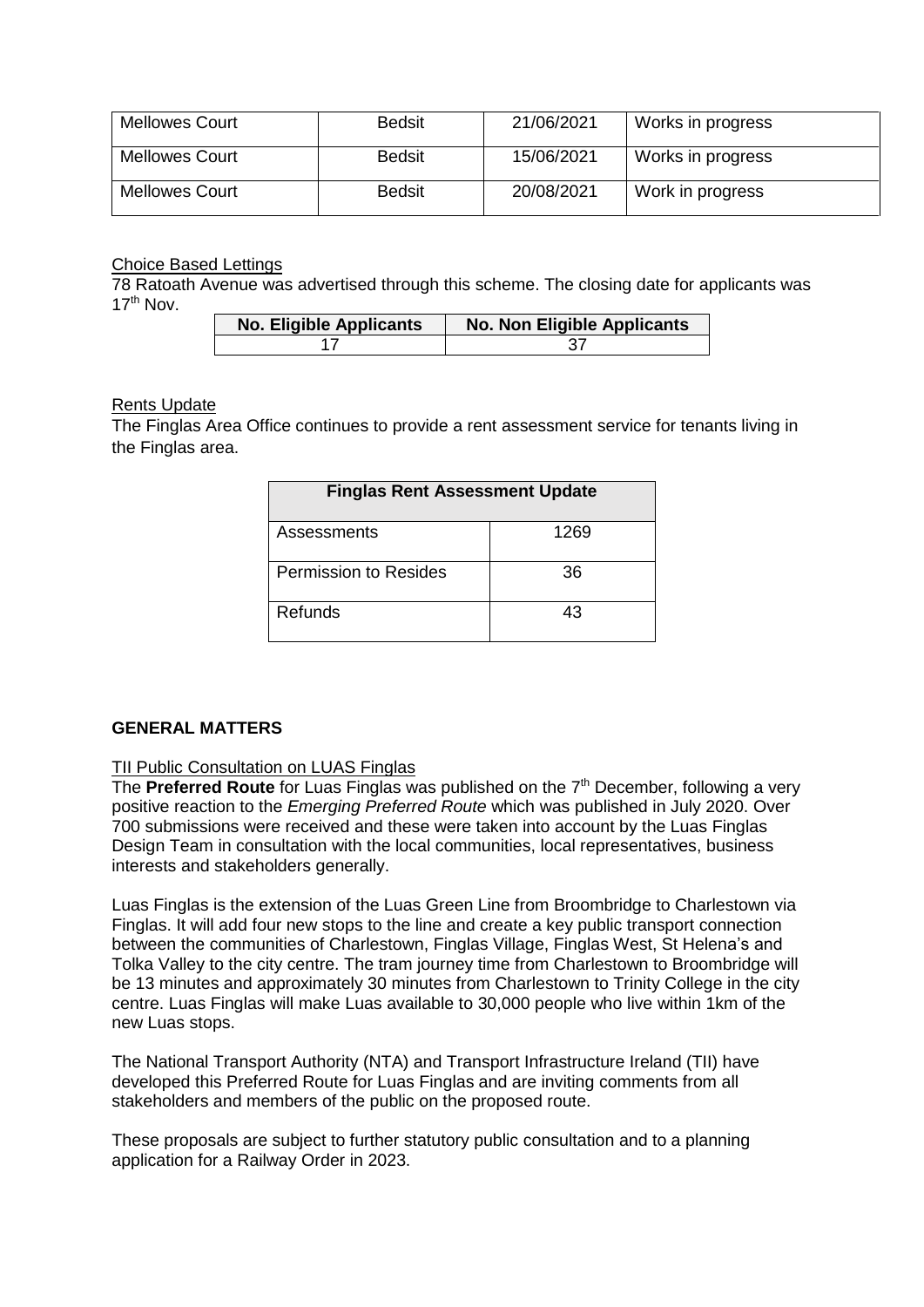| Mellowes Court | Bedsit | 21/06/2021 | Works in progress |
|---|---|---|---|
| Mellowes Court | Bedsit | 15/06/2021 | Works in progress |
| Mellowes Court | Bedsit | 20/08/2021 | Work in progress |

Choice Based Lettings

78 Ratoath Avenue was advertised through this scheme. The closing date for applicants was 17th Nov.

| No. Eligible Applicants | No. Non Eligible Applicants |
|---|---|
| 17 | 37 |

Rents Update

The Finglas Area Office continues to provide a rent assessment service for tenants living in the Finglas area.

| Finglas Rent Assessment Update | |
|---|---|
| Assessments | 1269 |
| Permission to Resides | 36 |
| Refunds | 43 |

**GENERAL MATTERS**

TII Public Consultation on LUAS Finglas

The **Preferred Route** for Luas Finglas was published on the 7th December, following a very positive reaction to the *Emerging Preferred Route* which was published in July 2020. Over 700 submissions were received and these were taken into account by the Luas Finglas Design Team in consultation with the local communities, local representatives, business interests and stakeholders generally.

Luas Finglas is the extension of the Luas Green Line from Broombridge to Charlestown via Finglas. It will add four new stops to the line and create a key public transport connection between the communities of Charlestown, Finglas Village, Finglas West, St Helena's and Tolka Valley to the city centre. The tram journey time from Charlestown to Broombridge will be 13 minutes and approximately 30 minutes from Charlestown to Trinity College in the city centre. Luas Finglas will make Luas available to 30,000 people who live within 1km of the new Luas stops.

The National Transport Authority (NTA) and Transport Infrastructure Ireland (TII) have developed this Preferred Route for Luas Finglas and are inviting comments from all stakeholders and members of the public on the proposed route.

These proposals are subject to further statutory public consultation and to a planning application for a Railway Order in 2023.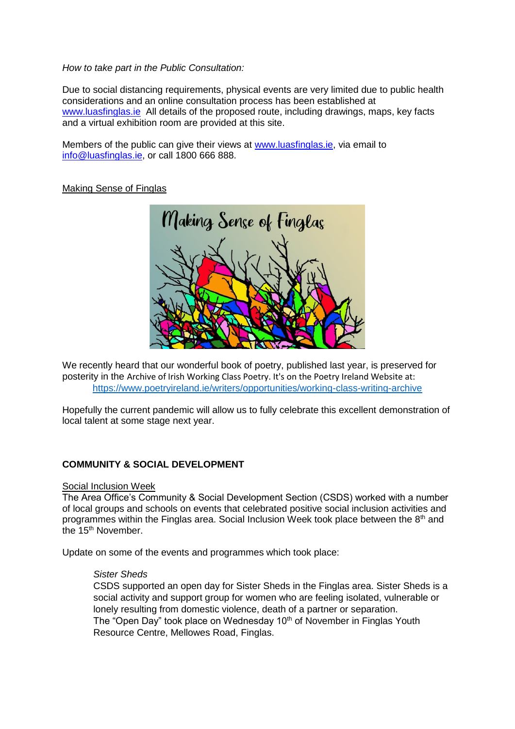*How to take part in the Public Consultation:*

Due to social distancing requirements, physical events are very limited due to public health considerations and an online consultation process has been established at www.luasfinglas.ie All details of the proposed route, including drawings, maps, key facts and a virtual exhibition room are provided at this site.

Members of the public can give their views at www.luasfinglas.ie, via email to info@luasfinglas.ie, or call 1800 666 888.

Making Sense of Finglas

We recently heard that our wonderful book of poetry, published last year, is preserved for posterity in the Archive of Irish Working Class Poetry. It's on the Poetry Ireland Website at:
https://www.poetryireland.ie/writers/opportunities/working-class-writing-archive

Hopefully the current pandemic will allow us to fully celebrate this excellent demonstration of local talent at some stage next year.

## COMMUNITY & SOCIAL DEVELOPMENT

Social Inclusion Week

The Area Office's Community & Social Development Section (CSDS) worked with a number of local groups and schools on events that celebrated positive social inclusion activities and programmes within the Finglas area. Social Inclusion Week took place between the 8th and the 15th November.

Update on some of the events and programmes which took place:

*Sister Sheds*

CSDS supported an open day for Sister Sheds in the Finglas area. Sister Sheds is a social activity and support group for women who are feeling isolated, vulnerable or lonely resulting from domestic violence, death of a partner or separation.
The "Open Day" took place on Wednesday 10th of November in Finglas Youth Resource Centre, Mellowes Road, Finglas.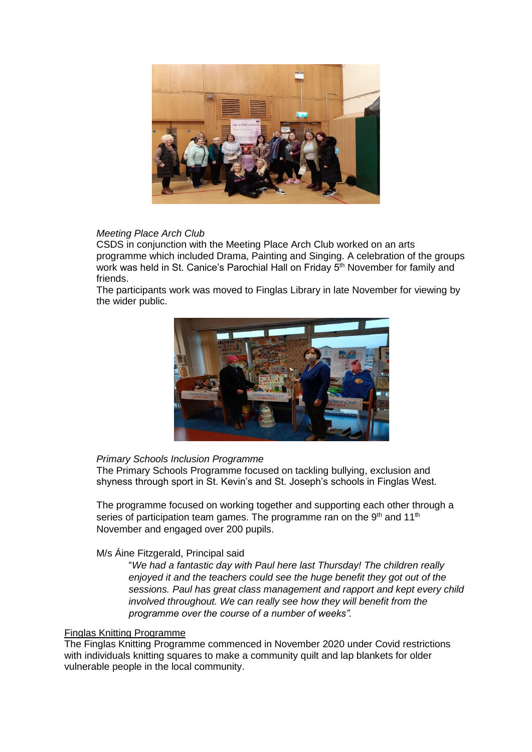*Meeting Place Arch Club*

CSDS in conjunction with the Meeting Place Arch Club worked on an arts programme which included Drama, Painting and Singing. A celebration of the groups work was held in St. Canice's Parochial Hall on Friday 5th November for family and friends.

The participants work was moved to Finglas Library in late November for viewing by the wider public.

*Primary Schools Inclusion Programme*

The Primary Schools Programme focused on tackling bullying, exclusion and shyness through sport in St. Kevin's and St. Joseph's schools in Finglas West.

The programme focused on working together and supporting each other through a series of participation team games. The programme ran on the 9th and 11th November and engaged over 200 pupils.

M/s Áine Fitzgerald, Principal said

> "*We had a fantastic day with Paul here last Thursday! The children really enjoyed it and the teachers could see the huge benefit they got out of the sessions. Paul has great class management and rapport and kept every child involved throughout. We can really see how they will benefit from the programme over the course of a number of weeks".*

<u>Finglas Knitting Programme</u>

The Finglas Knitting Programme commenced in November 2020 under Covid restrictions with individuals knitting squares to make a community quilt and lap blankets for older vulnerable people in the local community.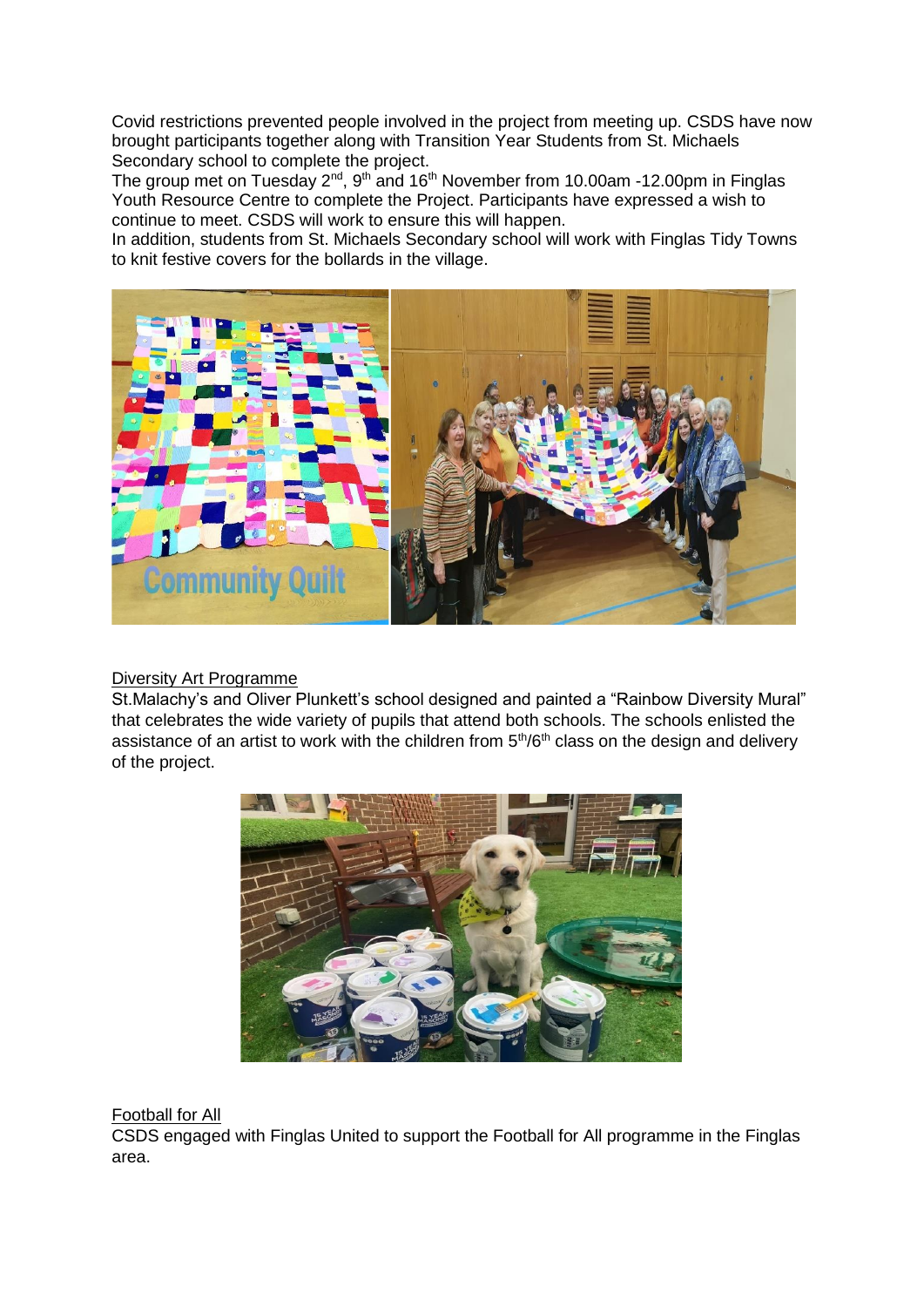Covid restrictions prevented people involved in the project from meeting up. CSDS have now brought participants together along with Transition Year Students from St. Michaels Secondary school to complete the project.

The group met on Tuesday 2nd, 9th and 16th November from 10.00am -12.00pm in Finglas Youth Resource Centre to complete the Project. Participants have expressed a wish to continue to meet. CSDS will work to ensure this will happen.

In addition, students from St. Michaels Secondary school will work with Finglas Tidy Towns to knit festive covers for the bollards in the village.

Community Quilt

<u>Diversity Art Programme</u>

St.Malachy's and Oliver Plunkett's school designed and painted a "Rainbow Diversity Mural" that celebrates the wide variety of pupils that attend both schools. The schools enlisted the assistance of an artist to work with the children from 5th/6th class on the design and delivery of the project.

<u>Football for All</u>

CSDS engaged with Finglas United to support the Football for All programme in the Finglas area.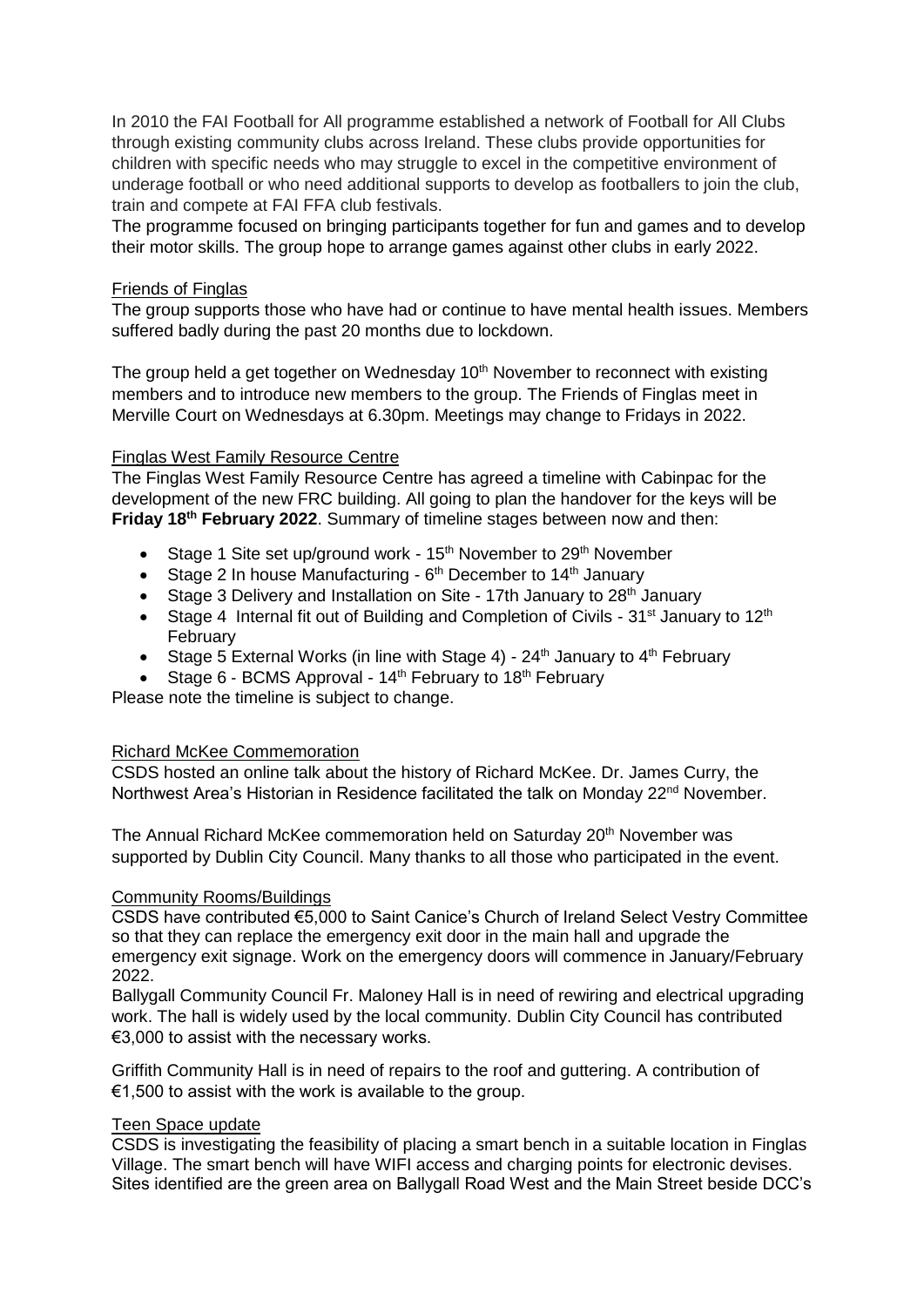In 2010 the FAI Football for All programme established a network of Football for All Clubs through existing community clubs across Ireland. These clubs provide opportunities for children with specific needs who may struggle to excel in the competitive environment of underage football or who need additional supports to develop as footballers to join the club, train and compete at FAI FFA club festivals.

The programme focused on bringing participants together for fun and games and to develop their motor skills. The group hope to arrange games against other clubs in early 2022.

Friends of Finglas

The group supports those who have had or continue to have mental health issues. Members suffered badly during the past 20 months due to lockdown.

The group held a get together on Wednesday 10th November to reconnect with existing members and to introduce new members to the group. The Friends of Finglas meet in Merville Court on Wednesdays at 6.30pm. Meetings may change to Fridays in 2022.

Finglas West Family Resource Centre

The Finglas West Family Resource Centre has agreed a timeline with Cabinpac for the development of the new FRC building. All going to plan the handover for the keys will be **Friday 18th February 2022**. Summary of timeline stages between now and then:

- Stage 1 Site set up/ground work - 15th November to 29th November
- Stage 2 In house Manufacturing - 6th December to 14th January
- Stage 3 Delivery and Installation on Site - 17th January to 28th January
- Stage 4 Internal fit out of Building and Completion of Civils - 31st January to 12th February
- Stage 5 External Works (in line with Stage 4) - 24th January to 4th February
- Stage 6 - BCMS Approval - 14th February to 18th February

Please note the timeline is subject to change.

Richard McKee Commemoration

CSDS hosted an online talk about the history of Richard McKee. Dr. James Curry, the Northwest Area's Historian in Residence facilitated the talk on Monday 22nd November.

The Annual Richard McKee commemoration held on Saturday 20th November was supported by Dublin City Council. Many thanks to all those who participated in the event.

Community Rooms/Buildings

CSDS have contributed €5,000 to Saint Canice's Church of Ireland Select Vestry Committee so that they can replace the emergency exit door in the main hall and upgrade the emergency exit signage. Work on the emergency doors will commence in January/February 2022.

Ballygall Community Council Fr. Maloney Hall is in need of rewiring and electrical upgrading work. The hall is widely used by the local community. Dublin City Council has contributed €3,000 to assist with the necessary works.

Griffith Community Hall is in need of repairs to the roof and guttering. A contribution of €1,500 to assist with the work is available to the group.

Teen Space update

CSDS is investigating the feasibility of placing a smart bench in a suitable location in Finglas Village. The smart bench will have WIFI access and charging points for electronic devises. Sites identified are the green area on Ballygall Road West and the Main Street beside DCC's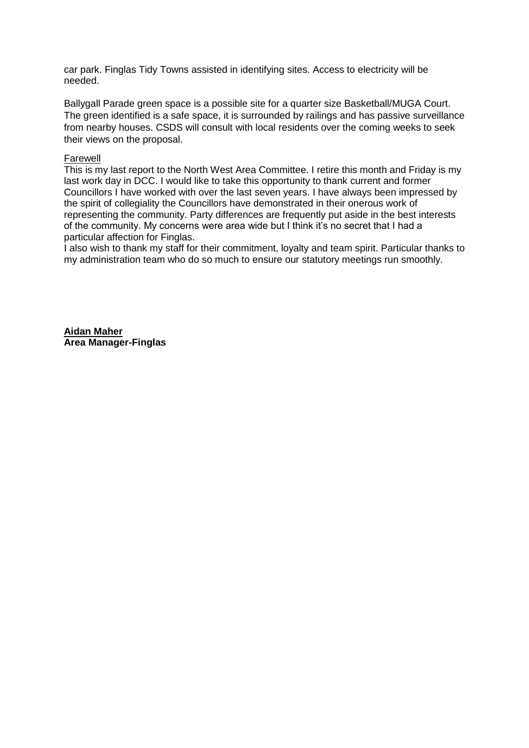car park. Finglas Tidy Towns assisted in identifying sites. Access to electricity will be needed.

Ballygall Parade green space is a possible site for a quarter size Basketball/MUGA Court. The green identified is a safe space, it is surrounded by railings and has passive surveillance from nearby houses. CSDS will consult with local residents over the coming weeks to seek their views on the proposal.

Farewell

This is my last report to the North West Area Committee. I retire this month and Friday is my last work day in DCC. I would like to take this opportunity to thank current and former Councillors I have worked with over the last seven years. I have always been impressed by the spirit of collegiality the Councillors have demonstrated in their onerous work of representing the community. Party differences are frequently put aside in the best interests of the community. My concerns were area wide but I think it's no secret that I had a particular affection for Finglas.

I also wish to thank my staff for their commitment, loyalty and team spirit. Particular thanks to my administration team who do so much to ensure our statutory meetings run smoothly.

**Aidan Maher**
**Area Manager-Finglas**